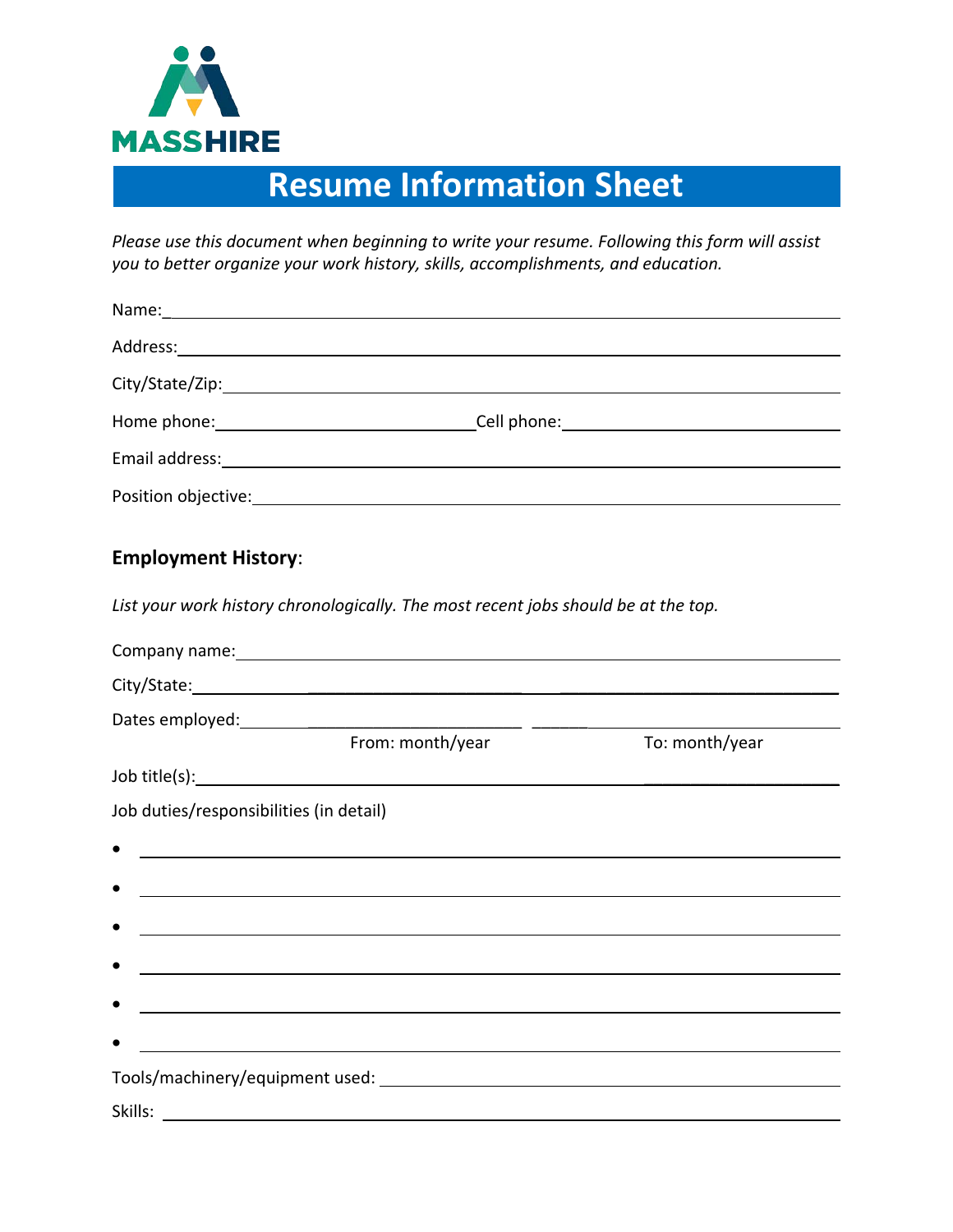MASSHIRE

# Resume Information Sheet

*Please use this document when beginning to write your resume. Following this form will assist you to better organize your work history, skills, accomplishments, and education.*

Name:___________________________________________________________________________

Address:_________________________________________________________________________

City/State/Zip:____________________________________________________________________

Home phone:_______________________________ Cell phone:_________________________________

Email address:_____________________________________________________________________

Position objective:__________________________________________________________________

## Employment History:

*List your work history chronologically. The most recent jobs should be at the top.*

Company name:____________________________________________________________________

City/State:________________________________________________________________________

Dates employed:____________________________________________________________________

From: month/year                To: month/year

Job title(s):_______________________________________________________________________

Job duties/responsibilities (in detail)

- ______________________________________________________________________________
- ______________________________________________________________________________
- ______________________________________________________________________________
- ______________________________________________________________________________
- ______________________________________________________________________________
- ______________________________________________________________________________

Tools/machinery/equipment used: ____________________________________________________

Skills: ___________________________________________________________________________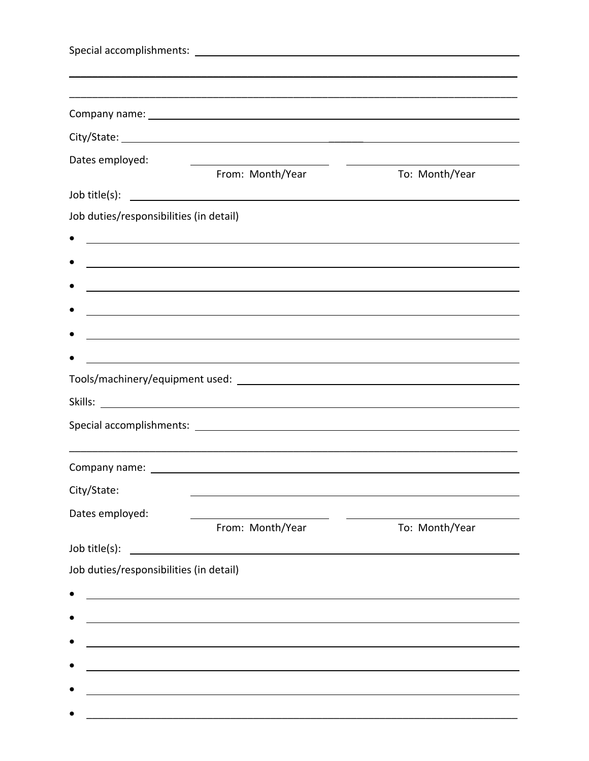Special accomplishments: ______________________________________________

__________________________________________________________________________

__________________________________________________________________________

Company name: ______________________________________________

City/State: ______________________________________________

Dates employed: ____________________ ____________________

From: Month/Year To: Month/Year

Job title(s): ______________________________________________

Job duties/responsibilities (in detail)

- ______________________________________________
- ______________________________________________
- ______________________________________________
- ______________________________________________
- ______________________________________________
- ______________________________________________

Tools/machinery/equipment used: ______________________________________________

Skills: ______________________________________________

Special accomplishments: ______________________________________________

__________________________________________________________________________

Company name: ______________________________________________

City/State: ______________________________________________

Dates employed: ____________________ ____________________

From: Month/Year To: Month/Year

Job title(s): ______________________________________________

Job duties/responsibilities (in detail)

- ______________________________________________
- ______________________________________________
- ______________________________________________
- ______________________________________________
- ______________________________________________
- ______________________________________________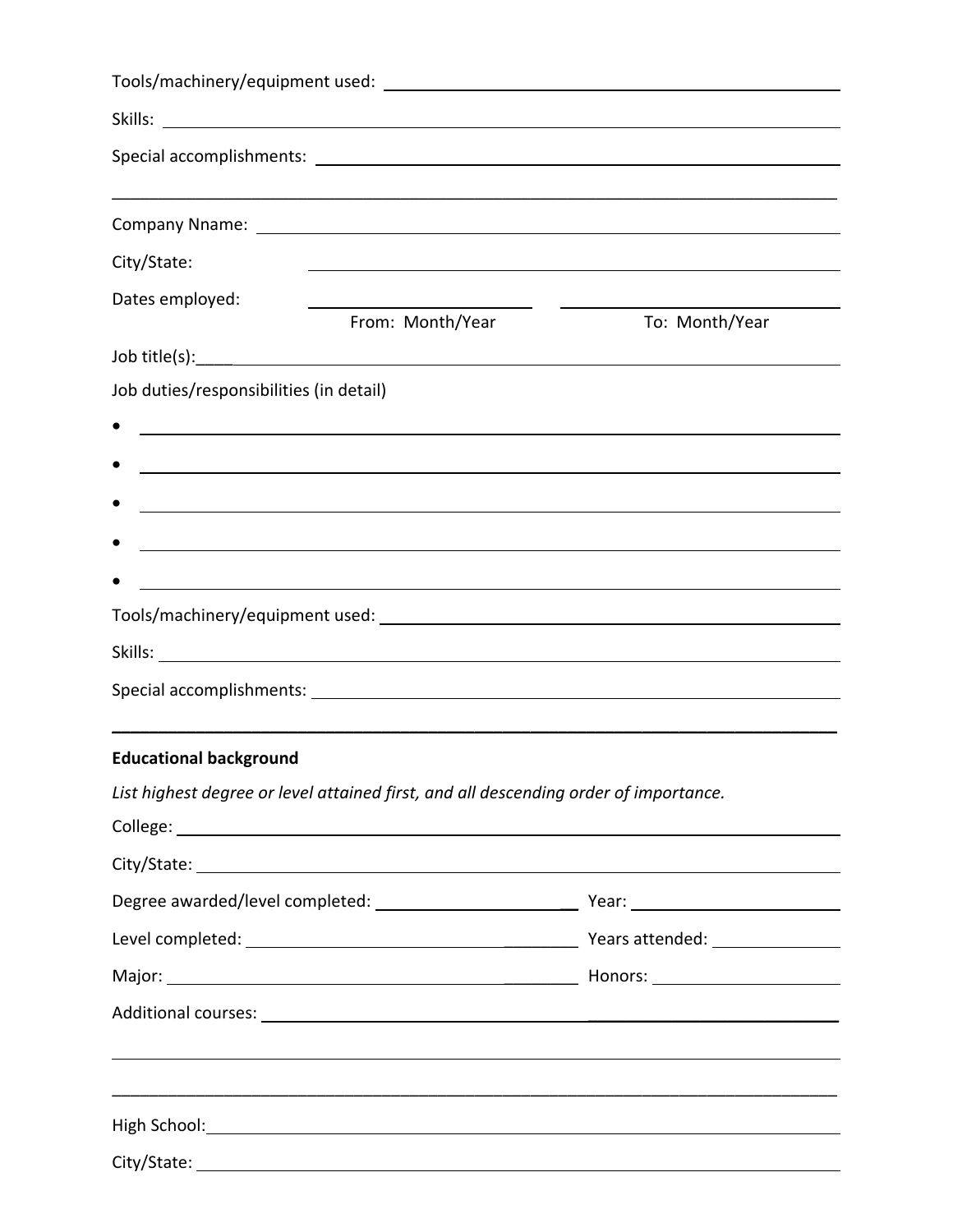Tools/machinery/equipment used: \_\_\_\_\_\_\_\_\_\_\_\_\_\_\_\_\_\_\_\_\_\_\_\_\_\_\_\_\_\_\_\_\_\_\_\_\_\_\_\_

Skills: \_\_\_\_\_\_\_\_\_\_\_\_\_\_\_\_\_\_\_\_\_\_\_\_\_\_\_\_\_\_\_\_\_\_\_\_\_\_\_\_\_\_\_\_\_\_\_\_\_\_\_\_\_\_\_\_

Special accomplishments: \_\_\_\_\_\_\_\_\_\_\_\_\_\_\_\_\_\_\_\_\_\_\_\_\_\_\_\_\_\_\_\_\_\_\_\_\_\_\_\_\_\_\_\_

\_\_\_\_\_\_\_\_\_\_\_\_\_\_\_\_\_\_\_\_\_\_\_\_\_\_\_\_\_\_\_\_\_\_\_\_\_\_\_\_\_\_\_\_\_\_\_\_\_\_\_\_\_\_\_\_\_\_\_\_\_\_\_\_\_\_

Company Nname: \_\_\_\_\_\_\_\_\_\_\_\_\_\_\_\_\_\_\_\_\_\_\_\_\_\_\_\_\_\_\_\_\_\_\_\_\_\_\_\_\_\_\_\_\_\_\_\_\_\_

City/State: \_\_\_\_\_\_\_\_\_\_\_\_\_\_\_\_\_\_\_\_\_\_\_\_\_\_\_\_\_\_\_\_\_\_\_\_\_\_\_\_\_\_\_\_\_\_\_\_\_\_

Dates employed: \_\_\_\_\_\_\_\_\_\_\_\_\_\_\_\_\_\_\_\_ \_\_\_\_\_\_\_\_\_\_\_\_\_\_\_\_\_\_\_\_\_\_\_\_\_\_

From: Month/Year                To: Month/Year

Job title(s):\_\_\_\_\_\_\_\_\_\_\_\_\_\_\_\_\_\_\_\_\_\_\_\_\_\_\_\_\_\_\_\_\_\_\_\_\_\_\_\_\_\_\_\_\_\_\_\_\_\_\_\_\_\_\_\_

Job duties/responsibilities (in detail)

- \_\_\_\_\_\_\_\_\_\_\_\_\_\_\_\_\_\_\_\_\_\_\_\_\_\_\_\_\_\_\_\_\_\_\_\_\_\_\_\_\_\_\_\_\_\_\_\_\_\_\_\_\_\_\_\_\_\_\_\_
- \_\_\_\_\_\_\_\_\_\_\_\_\_\_\_\_\_\_\_\_\_\_\_\_\_\_\_\_\_\_\_\_\_\_\_\_\_\_\_\_\_\_\_\_\_\_\_\_\_\_\_\_\_\_\_\_\_\_\_\_
- \_\_\_\_\_\_\_\_\_\_\_\_\_\_\_\_\_\_\_\_\_\_\_\_\_\_\_\_\_\_\_\_\_\_\_\_\_\_\_\_\_\_\_\_\_\_\_\_\_\_\_\_\_\_\_\_\_\_\_\_
- \_\_\_\_\_\_\_\_\_\_\_\_\_\_\_\_\_\_\_\_\_\_\_\_\_\_\_\_\_\_\_\_\_\_\_\_\_\_\_\_\_\_\_\_\_\_\_\_\_\_\_\_\_\_\_\_\_\_\_\_
- \_\_\_\_\_\_\_\_\_\_\_\_\_\_\_\_\_\_\_\_\_\_\_\_\_\_\_\_\_\_\_\_\_\_\_\_\_\_\_\_\_\_\_\_\_\_\_\_\_\_\_\_\_\_\_\_\_\_\_\_

Tools/machinery/equipment used: \_\_\_\_\_\_\_\_\_\_\_\_\_\_\_\_\_\_\_\_\_\_\_\_\_\_\_\_\_\_\_\_\_\_\_\_\_\_\_\_

Skills: \_\_\_\_\_\_\_\_\_\_\_\_\_\_\_\_\_\_\_\_\_\_\_\_\_\_\_\_\_\_\_\_\_\_\_\_\_\_\_\_\_\_\_\_\_\_\_\_\_\_\_\_\_\_\_\_

Special accomplishments: \_\_\_\_\_\_\_\_\_\_\_\_\_\_\_\_\_\_\_\_\_\_\_\_\_\_\_\_\_\_\_\_\_\_\_\_\_\_\_\_\_\_\_\_

\_\_\_\_\_\_\_\_\_\_\_\_\_\_\_\_\_\_\_\_\_\_\_\_\_\_\_\_\_\_\_\_\_\_\_\_\_\_\_\_\_\_\_\_\_\_\_\_\_\_\_\_\_\_\_\_\_\_\_\_\_\_\_\_\_\_

**Educational background**

*List highest degree or level attained first, and all descending order of importance.*

College: \_\_\_\_\_\_\_\_\_\_\_\_\_\_\_\_\_\_\_\_\_\_\_\_\_\_\_\_\_\_\_\_\_\_\_\_\_\_\_\_\_\_\_\_\_\_\_\_\_\_\_\_\_\_\_\_

City/State: \_\_\_\_\_\_\_\_\_\_\_\_\_\_\_\_\_\_\_\_\_\_\_\_\_\_\_\_\_\_\_\_\_\_\_\_\_\_\_\_\_\_\_\_\_\_\_\_\_\_\_\_\_\_\_\_

Degree awarded/level completed: \_\_\_\_\_\_\_\_\_\_\_\_\_\_\_\_\_\_\_\_ Year: \_\_\_\_\_\_\_\_\_\_\_\_\_\_\_\_

Level completed: \_\_\_\_\_\_\_\_\_\_\_\_\_\_\_\_\_\_\_\_\_\_\_\_\_\_\_\_ Years attended: \_\_\_\_\_\_\_\_\_\_

Major: \_\_\_\_\_\_\_\_\_\_\_\_\_\_\_\_\_\_\_\_\_\_\_\_\_\_\_\_\_\_\_\_\_\_\_\_ Honors: \_\_\_\_\_\_\_\_\_\_\_\_\_\_

Additional courses: \_\_\_\_\_\_\_\_\_\_\_\_\_\_\_\_\_\_\_\_\_\_\_\_\_\_\_\_\_\_\_\_\_\_\_\_\_\_\_\_\_\_\_\_\_\_\_\_

\_\_\_\_\_\_\_\_\_\_\_\_\_\_\_\_\_\_\_\_\_\_\_\_\_\_\_\_\_\_\_\_\_\_\_\_\_\_\_\_\_\_\_\_\_\_\_\_\_\_\_\_\_\_\_\_\_\_\_\_\_\_\_\_\_\_

\_\_\_\_\_\_\_\_\_\_\_\_\_\_\_\_\_\_\_\_\_\_\_\_\_\_\_\_\_\_\_\_\_\_\_\_\_\_\_\_\_\_\_\_\_\_\_\_\_\_\_\_\_\_\_\_\_\_\_\_\_\_\_\_\_\_

High School:\_\_\_\_\_\_\_\_\_\_\_\_\_\_\_\_\_\_\_\_\_\_\_\_\_\_\_\_\_\_\_\_\_\_\_\_\_\_\_\_\_\_\_\_\_\_\_\_\_\_\_\_\_\_

City/State: \_\_\_\_\_\_\_\_\_\_\_\_\_\_\_\_\_\_\_\_\_\_\_\_\_\_\_\_\_\_\_\_\_\_\_\_\_\_\_\_\_\_\_\_\_\_\_\_\_\_\_\_\_\_\_\_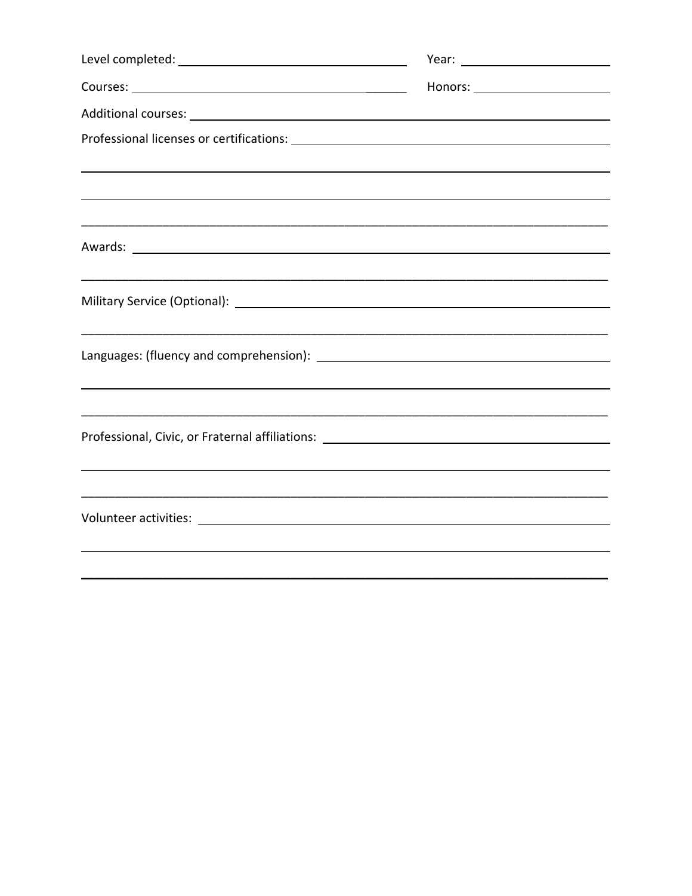Level completed: ____________________________________ Year: ______________________

Courses: ____________________________________ Honors: ______________________

Additional courses: ________________________________________________________________

Professional licenses or certifications: ____________________________________________

____________________________________________________________________________

____________________________________________________________________________

____________________________________________________________________________

Awards: ____________________________________________________________________

____________________________________________________________________________

Military Service (Optional): ____________________________________________________

____________________________________________________________________________

Languages: (fluency and comprehension): ____________________________________________

____________________________________________________________________________

____________________________________________________________________________

Professional, Civic, or Fraternal affiliations: ______________________________________

____________________________________________________________________________

____________________________________________________________________________

Volunteer activities: ________________________________________________________

____________________________________________________________________________

____________________________________________________________________________